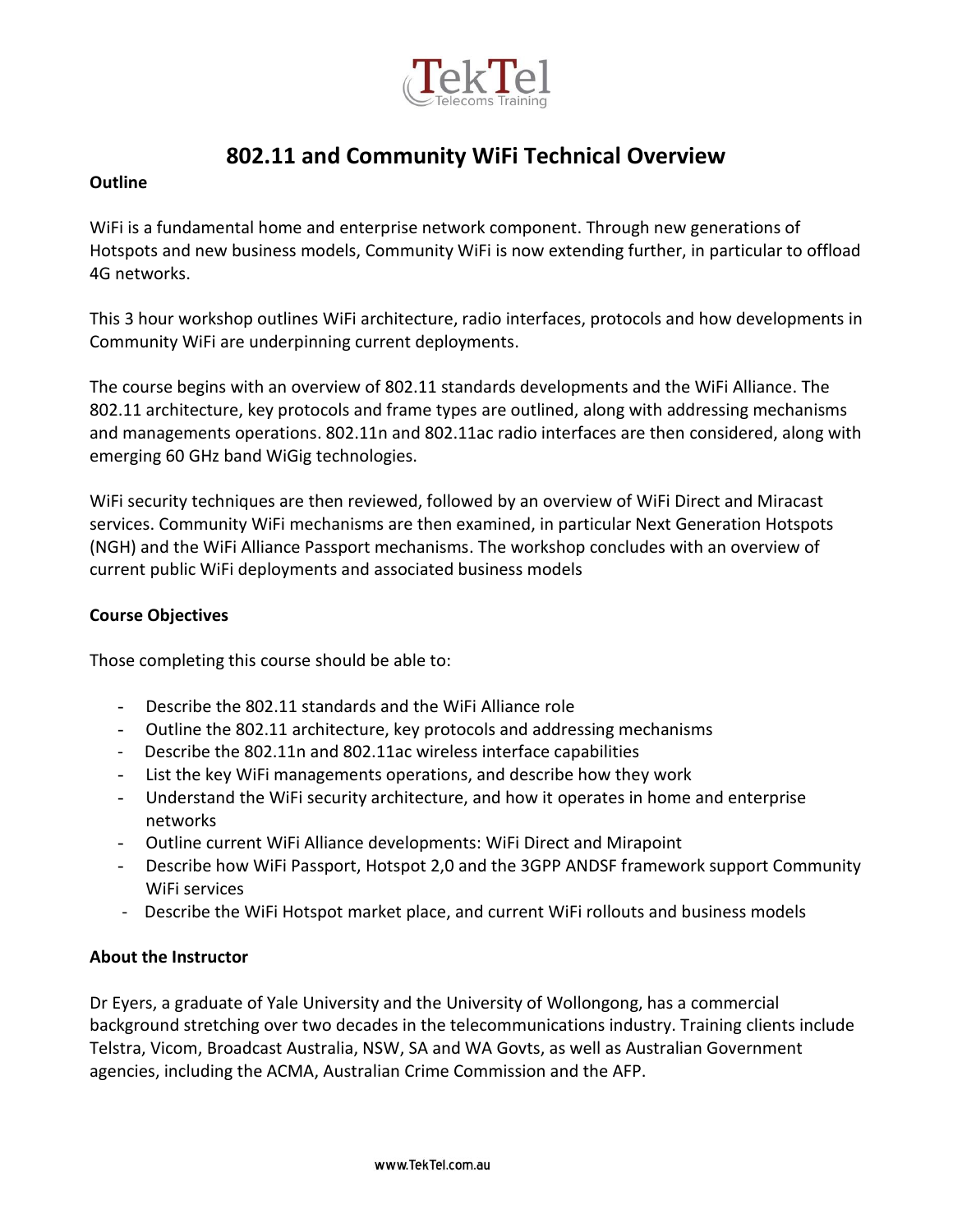# 802.11 and Community WiFi Technical Overview

**Outline**

WiFi is a fundamental home and enterprise network component. Through new generations of Hotspots and new business models, Community WiFi is now extending further, in particular to offload 4G networks.

This 3 hour workshop outlines WiFi architecture, radio interfaces, protocols and how developments in Community WiFi are underpinning current deployments.

The course begins with an overview of 802.11 standards developments and the WiFi Alliance. The 802.11 architecture, key protocols and frame types are outlined, along with addressing mechanisms and managements operations. 802.11n and 802.11ac radio interfaces are then considered, along with emerging 60 GHz band WiGig technologies.

WiFi security techniques are then reviewed, followed by an overview of WiFi Direct and Miracast services. Community WiFi mechanisms are then examined, in particular Next Generation Hotspots (NGH) and the WiFi Alliance Passport mechanisms. The workshop concludes with an overview of current public WiFi deployments and associated business models

**Course Objectives**

Those completing this course should be able to:

- Describe the 802.11 standards and the WiFi Alliance role
- Outline the 802.11 architecture, key protocols and addressing mechanisms
- Describe the 802.11n and 802.11ac wireless interface capabilities
- List the key WiFi managements operations, and describe how they work
- Understand the WiFi security architecture, and how it operates in home and enterprise networks
- Outline current WiFi Alliance developments: WiFi Direct and Mirapoint
- Describe how WiFi Passport, Hotspot 2,0 and the 3GPP ANDSF framework support Community WiFi services
- Describe the WiFi Hotspot market place, and current WiFi rollouts and business models

**About the Instructor**

Dr Eyers, a graduate of Yale University and the University of Wollongong, has a commercial background stretching over two decades in the telecommunications industry. Training clients include Telstra, Vicom, Broadcast Australia, NSW, SA and WA Govts, as well as Australian Government agencies, including the ACMA, Australian Crime Commission and the AFP.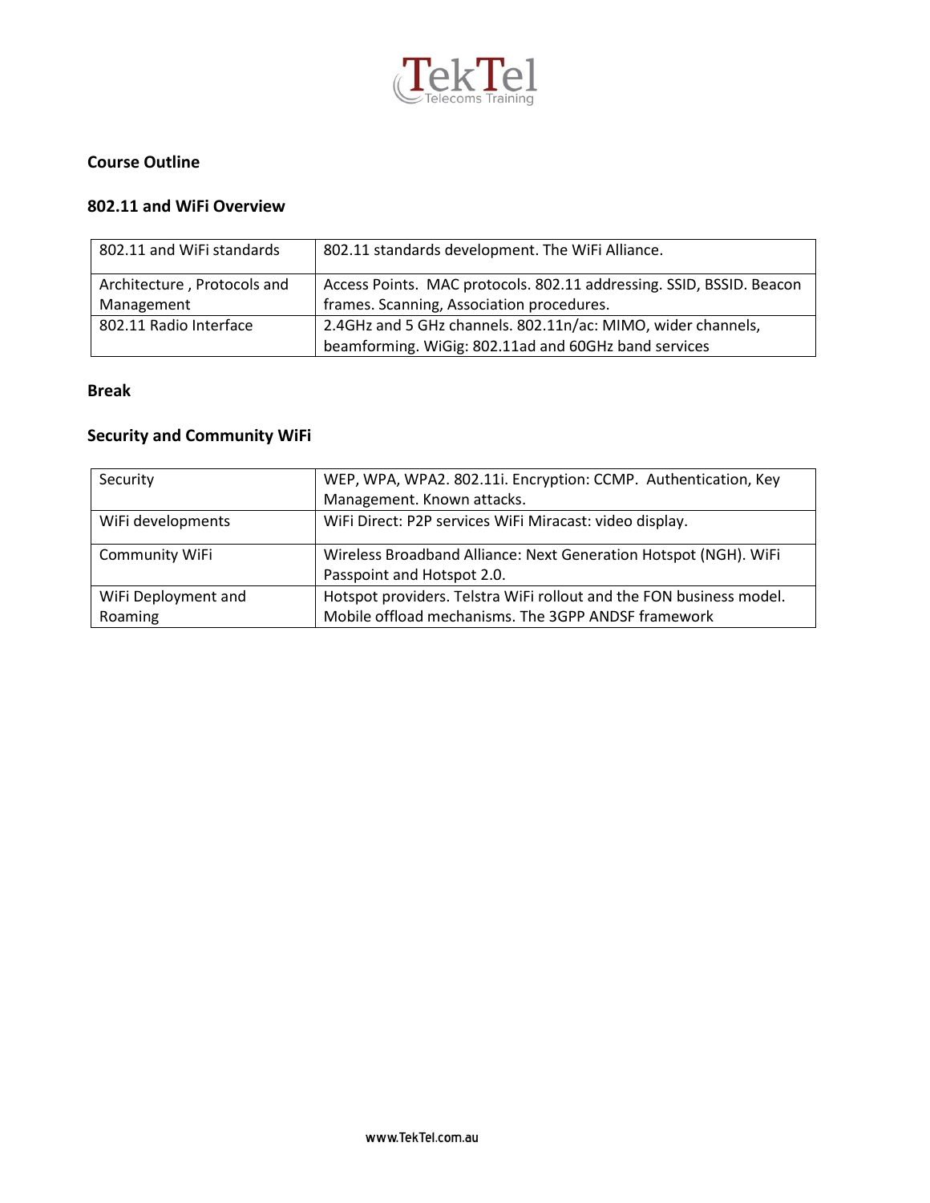**Course Outline**

**802.11 and WiFi Overview**

| | |
|---|---|
| 802.11 and WiFi standards | 802.11 standards development. The WiFi Alliance. |
| Architecture , Protocols and Management | Access Points. MAC protocols. 802.11 addressing. SSID, BSSID. Beacon frames. Scanning, Association procedures. |
| 802.11 Radio Interface | 2.4GHz and 5 GHz channels. 802.11n/ac: MIMO, wider channels, beamforming. WiGig: 802.11ad and 60GHz band services |

**Break**

**Security and Community WiFi**

| | |
|---|---|
| Security | WEP, WPA, WPA2. 802.11i. Encryption: CCMP. Authentication, Key Management. Known attacks. |
| WiFi developments | WiFi Direct: P2P services WiFi Miracast: video display. |
| Community WiFi | Wireless Broadband Alliance: Next Generation Hotspot (NGH). WiFi Passpoint and Hotspot 2.0. |
| WiFi Deployment and Roaming | Hotspot providers. Telstra WiFi rollout and the FON business model. Mobile offload mechanisms. The 3GPP ANDSF framework |